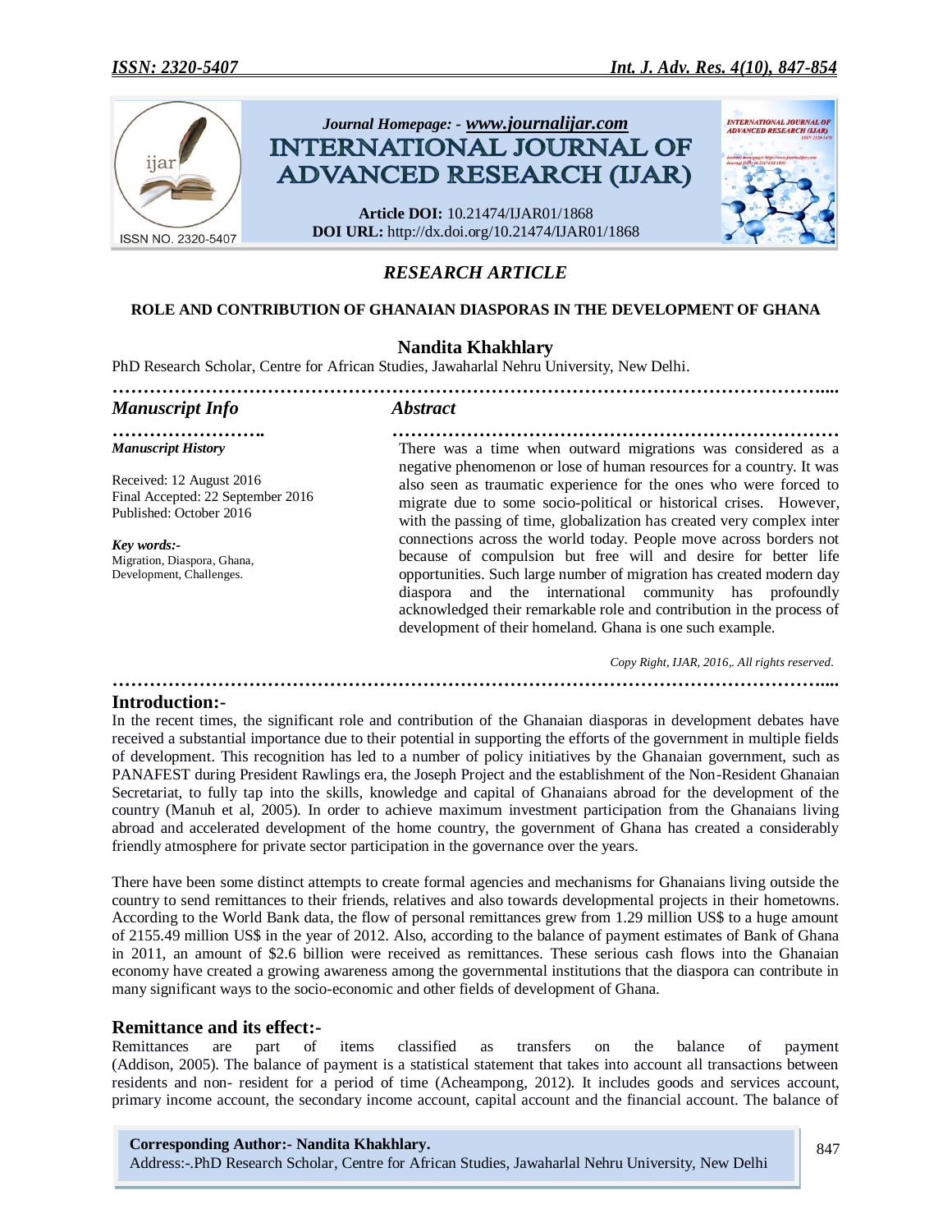*Journal Homepage: - www.journalijar.com*

# INTERNATIONAL JOURNAL OF ADVANCED RESEARCH (IJAR)

**Article DOI:** 10.21474/IJAR01/1868
**DOI URL:** http://dx.doi.org/10.21474/IJAR01/1868

## *RESEARCH ARTICLE*

### ROLE AND CONTRIBUTION OF GHANAIAN DIASPORAS IN THE DEVELOPMENT OF GHANA

**Nandita Khakhlary**

PhD Research Scholar, Centre for African Studies, Jawaharlal Nehru University, New Delhi.

### *Manuscript Info*

***Manuscript History***

Received: 12 August 2016
Final Accepted: 22 September 2016
Published: October 2016

***Key words:-***
Migration, Diaspora, Ghana, Development, Challenges.

### *Abstract*

There was a time when outward migrations was considered as a negative phenomenon or lose of human resources for a country. It was also seen as traumatic experience for the ones who were forced to migrate due to some socio-political or historical crises. However, with the passing of time, globalization has created very complex inter connections across the world today. People move across borders not because of compulsion but free will and desire for better life opportunities. Such large number of migration has created modern day diaspora and the international community has profoundly acknowledged their remarkable role and contribution in the process of development of their homeland. Ghana is one such example.

*Copy Right, IJAR, 2016,. All rights reserved.*

## Introduction:-

In the recent times, the significant role and contribution of the Ghanaian diasporas in development debates have received a substantial importance due to their potential in supporting the efforts of the government in multiple fields of development. This recognition has led to a number of policy initiatives by the Ghanaian government, such as PANAFEST during President Rawlings era, the Joseph Project and the establishment of the Non-Resident Ghanaian Secretariat, to fully tap into the skills, knowledge and capital of Ghanaians abroad for the development of the country (Manuh et al, 2005). In order to achieve maximum investment participation from the Ghanaians living abroad and accelerated development of the home country, the government of Ghana has created a considerably friendly atmosphere for private sector participation in the governance over the years.

There have been some distinct attempts to create formal agencies and mechanisms for Ghanaians living outside the country to send remittances to their friends, relatives and also towards developmental projects in their hometowns. According to the World Bank data, the flow of personal remittances grew from 1.29 million US$ to a huge amount of 2155.49 million US$ in the year of 2012. Also, according to the balance of payment estimates of Bank of Ghana in 2011, an amount of $2.6 billion were received as remittances. These serious cash flows into the Ghanaian economy have created a growing awareness among the governmental institutions that the diaspora can contribute in many significant ways to the socio-economic and other fields of development of Ghana.

## Remittance and its effect:-

Remittances are part of items classified as transfers on the balance of payment (Addison, 2005). The balance of payment is a statistical statement that takes into account all transactions between residents and non- resident for a period of time (Acheampong, 2012). It includes goods and services account, primary income account, the secondary income account, capital account and the financial account. The balance of

**Corresponding Author:- Nandita Khakhlary.**
Address:-.PhD Research Scholar, Centre for African Studies, Jawaharlal Nehru University, New Delhi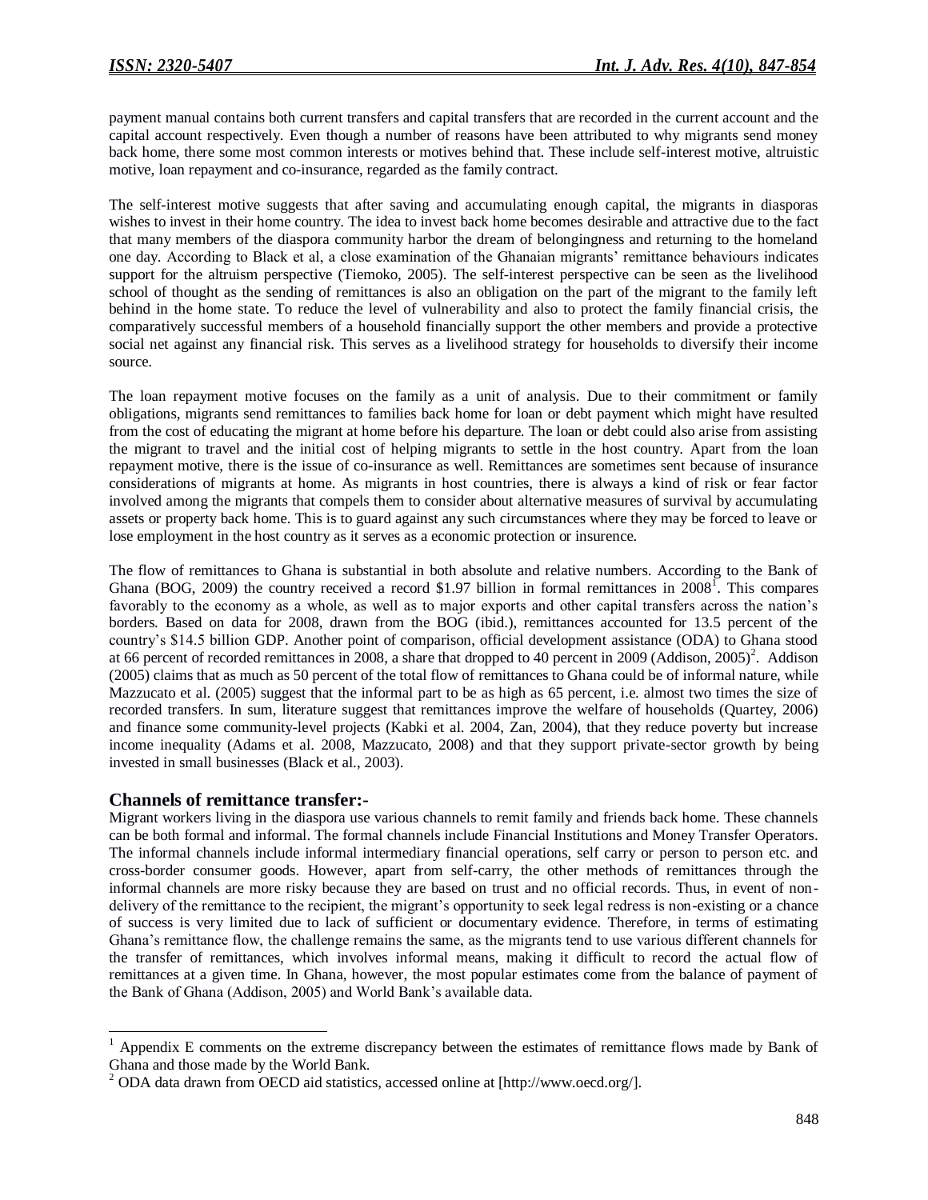payment manual contains both current transfers and capital transfers that are recorded in the current account and the capital account respectively. Even though a number of reasons have been attributed to why migrants send money back home, there some most common interests or motives behind that. These include self-interest motive, altruistic motive, loan repayment and co-insurance, regarded as the family contract.

The self-interest motive suggests that after saving and accumulating enough capital, the migrants in diasporas wishes to invest in their home country. The idea to invest back home becomes desirable and attractive due to the fact that many members of the diaspora community harbor the dream of belongingness and returning to the homeland one day. According to Black et al, a close examination of the Ghanaian migrants' remittance behaviours indicates support for the altruism perspective (Tiemoko, 2005). The self-interest perspective can be seen as the livelihood school of thought as the sending of remittances is also an obligation on the part of the migrant to the family left behind in the home state. To reduce the level of vulnerability and also to protect the family financial crisis, the comparatively successful members of a household financially support the other members and provide a protective social net against any financial risk. This serves as a livelihood strategy for households to diversify their income source.

The loan repayment motive focuses on the family as a unit of analysis. Due to their commitment or family obligations, migrants send remittances to families back home for loan or debt payment which might have resulted from the cost of educating the migrant at home before his departure. The loan or debt could also arise from assisting the migrant to travel and the initial cost of helping migrants to settle in the host country. Apart from the loan repayment motive, there is the issue of co-insurance as well. Remittances are sometimes sent because of insurance considerations of migrants at home. As migrants in host countries, there is always a kind of risk or fear factor involved among the migrants that compels them to consider about alternative measures of survival by accumulating assets or property back home. This is to guard against any such circumstances where they may be forced to leave or lose employment in the host country as it serves as a economic protection or insurence.

The flow of remittances to Ghana is substantial in both absolute and relative numbers. According to the Bank of Ghana (BOG, 2009) the country received a record $1.97 billion in formal remittances in 2008[1]. This compares favorably to the economy as a whole, as well as to major exports and other capital transfers across the nation's borders. Based on data for 2008, drawn from the BOG (ibid.), remittances accounted for 13.5 percent of the country's $14.5 billion GDP. Another point of comparison, official development assistance (ODA) to Ghana stood at 66 percent of recorded remittances in 2008, a share that dropped to 40 percent in 2009 (Addison, 2005)[2]. Addison (2005) claims that as much as 50 percent of the total flow of remittances to Ghana could be of informal nature, while Mazzucato et al. (2005) suggest that the informal part to be as high as 65 percent, i.e. almost two times the size of recorded transfers. In sum, literature suggest that remittances improve the welfare of households (Quartey, 2006) and finance some community-level projects (Kabki et al. 2004, Zan, 2004), that they reduce poverty but increase income inequality (Adams et al. 2008, Mazzucato, 2008) and that they support private-sector growth by being invested in small businesses (Black et al., 2003).

## Channels of remittance transfer:-

Migrant workers living in the diaspora use various channels to remit family and friends back home. These channels can be both formal and informal. The formal channels include Financial Institutions and Money Transfer Operators. The informal channels include informal intermediary financial operations, self carry or person to person etc. and cross-border consumer goods. However, apart from self-carry, the other methods of remittances through the informal channels are more risky because they are based on trust and no official records. Thus, in event of non-delivery of the remittance to the recipient, the migrant's opportunity to seek legal redress is non-existing or a chance of success is very limited due to lack of sufficient or documentary evidence. Therefore, in terms of estimating Ghana's remittance flow, the challenge remains the same, as the migrants tend to use various different channels for the transfer of remittances, which involves informal means, making it difficult to record the actual flow of remittances at a given time. In Ghana, however, the most popular estimates come from the balance of payment of the Bank of Ghana (Addison, 2005) and World Bank's available data.

---

[1] Appendix E comments on the extreme discrepancy between the estimates of remittance flows made by Bank of Ghana and those made by the World Bank.

[2] ODA data drawn from OECD aid statistics, accessed online at [http://www.oecd.org/].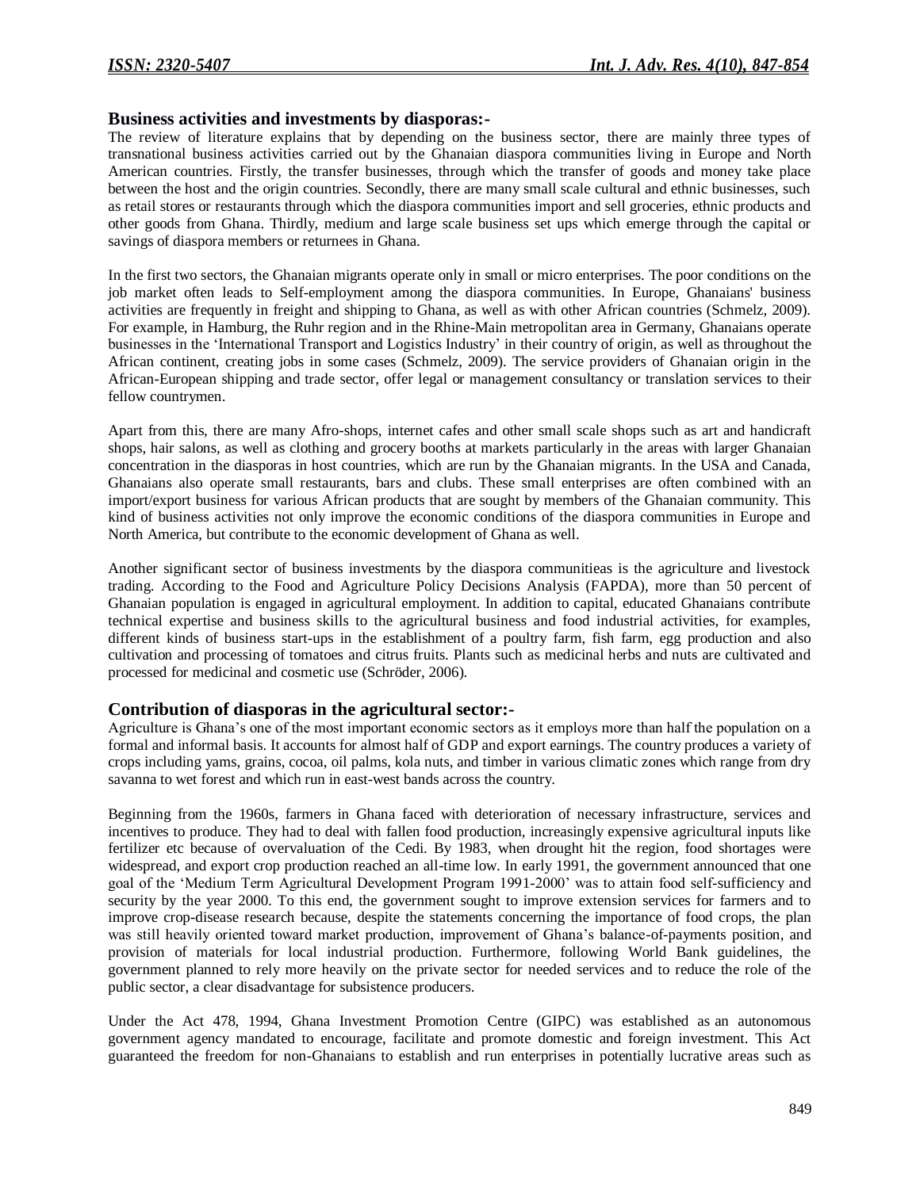## Business activities and investments by diasporas:-

The review of literature explains that by depending on the business sector, there are mainly three types of transnational business activities carried out by the Ghanaian diaspora communities living in Europe and North American countries. Firstly, the transfer businesses, through which the transfer of goods and money take place between the host and the origin countries. Secondly, there are many small scale cultural and ethnic businesses, such as retail stores or restaurants through which the diaspora communities import and sell groceries, ethnic products and other goods from Ghana. Thirdly, medium and large scale business set ups which emerge through the capital or savings of diaspora members or returnees in Ghana.

In the first two sectors, the Ghanaian migrants operate only in small or micro enterprises. The poor conditions on the job market often leads to Self-employment among the diaspora communities. In Europe, Ghanaians' business activities are frequently in freight and shipping to Ghana, as well as with other African countries (Schmelz, 2009). For example, in Hamburg, the Ruhr region and in the Rhine-Main metropolitan area in Germany, Ghanaians operate businesses in the 'International Transport and Logistics Industry' in their country of origin, as well as throughout the African continent, creating jobs in some cases (Schmelz, 2009). The service providers of Ghanaian origin in the African-European shipping and trade sector, offer legal or management consultancy or translation services to their fellow countrymen.

Apart from this, there are many Afro-shops, internet cafes and other small scale shops such as art and handicraft shops, hair salons, as well as clothing and grocery booths at markets particularly in the areas with larger Ghanaian concentration in the diasporas in host countries, which are run by the Ghanaian migrants. In the USA and Canada, Ghanaians also operate small restaurants, bars and clubs. These small enterprises are often combined with an import/export business for various African products that are sought by members of the Ghanaian community. This kind of business activities not only improve the economic conditions of the diaspora communities in Europe and North America, but contribute to the economic development of Ghana as well.

Another significant sector of business investments by the diaspora communitieas is the agriculture and livestock trading. According to the Food and Agriculture Policy Decisions Analysis (FAPDA), more than 50 percent of Ghanaian population is engaged in agricultural employment. In addition to capital, educated Ghanaians contribute technical expertise and business skills to the agricultural business and food industrial activities, for examples, different kinds of business start-ups in the establishment of a poultry farm, fish farm, egg production and also cultivation and processing of tomatoes and citrus fruits. Plants such as medicinal herbs and nuts are cultivated and processed for medicinal and cosmetic use (Schröder, 2006).

## Contribution of diasporas in the agricultural sector:-

Agriculture is Ghana's one of the most important economic sectors as it employs more than half the population on a formal and informal basis. It accounts for almost half of GDP and export earnings. The country produces a variety of crops including yams, grains, cocoa, oil palms, kola nuts, and timber in various climatic zones which range from dry savanna to wet forest and which run in east-west bands across the country.

Beginning from the 1960s, farmers in Ghana faced with deterioration of necessary infrastructure, services and incentives to produce. They had to deal with fallen food production, increasingly expensive agricultural inputs like fertilizer etc because of overvaluation of the Cedi. By 1983, when drought hit the region, food shortages were widespread, and export crop production reached an all-time low. In early 1991, the government announced that one goal of the 'Medium Term Agricultural Development Program 1991-2000' was to attain food self-sufficiency and security by the year 2000. To this end, the government sought to improve extension services for farmers and to improve crop-disease research because, despite the statements concerning the importance of food crops, the plan was still heavily oriented toward market production, improvement of Ghana's balance-of-payments position, and provision of materials for local industrial production. Furthermore, following World Bank guidelines, the government planned to rely more heavily on the private sector for needed services and to reduce the role of the public sector, a clear disadvantage for subsistence producers.

Under the Act 478, 1994, Ghana Investment Promotion Centre (GIPC) was established as an autonomous government agency mandated to encourage, facilitate and promote domestic and foreign investment. This Act guaranteed the freedom for non-Ghanaians to establish and run enterprises in potentially lucrative areas such as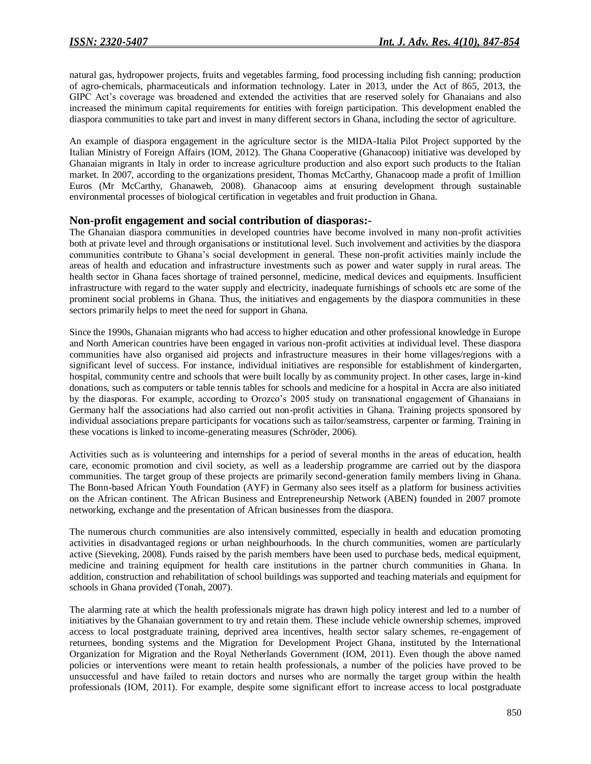natural gas, hydropower projects, fruits and vegetables farming, food processing including fish canning; production of agro-chemicals, pharmaceuticals and information technology. Later in 2013, under the Act of 865, 2013, the GIPC Act's coverage was broadened and extended the activities that are reserved solely for Ghanaians and also increased the minimum capital requirements for entities with foreign participation. This development enabled the diaspora communities to take part and invest in many different sectors in Ghana, including the sector of agriculture.

An example of diaspora engagement in the agriculture sector is the MIDA-Italia Pilot Project supported by the Italian Ministry of Foreign Affairs (IOM, 2012). The Ghana Cooperative (Ghanacoop) initiative was developed by Ghanaian migrants in Italy in order to increase agriculture production and also export such products to the Italian market. In 2007, according to the organizations president, Thomas McCarthy, Ghanacoop made a profit of 1million Euros (Mr McCarthy, Ghanaweb, 2008). Ghanacoop aims at ensuring development through sustainable environmental processes of biological certification in vegetables and fruit production in Ghana.

## Non-profit engagement and social contribution of diasporas:-

The Ghanaian diaspora communities in developed countries have become involved in many non-profit activities both at private level and through organisations or institutional level. Such involvement and activities by the diaspora communities contribute to Ghana's social development in general. These non-profit activities mainly include the areas of health and education and infrastructure investments such as power and water supply in rural areas. The health sector in Ghana faces shortage of trained personnel, medicine, medical devices and equipments. Insufficient infrastructure with regard to the water supply and electricity, inadequate furnishings of schools etc are some of the prominent social problems in Ghana. Thus, the initiatives and engagements by the diaspora communities in these sectors primarily helps to meet the need for support in Ghana.

Since the 1990s, Ghanaian migrants who had access to higher education and other professional knowledge in Europe and North American countries have been engaged in various non-profit activities at individual level. These diaspora communities have also organised aid projects and infrastructure measures in their home villages/regions with a significant level of success. For instance, individual initiatives are responsible for establishment of kindergarten, hospital, community centre and schools that were built locally by as community project. In other cases, large in-kind donations, such as computers or table tennis tables for schools and medicine for a hospital in Accra are also initiated by the diasporas. For example, according to Orozco's 2005 study on transnational engagement of Ghanaians in Germany half the associations had also carried out non-profit activities in Ghana. Training projects sponsored by individual associations prepare participants for vocations such as tailor/seamstress, carpenter or farming. Training in these vocations is linked to income-generating measures (Schröder, 2006).

Activities such as is volunteering and internships for a period of several months in the areas of education, health care, economic promotion and civil society, as well as a leadership programme are carried out by the diaspora communities. The target group of these projects are primarily second-generation family members living in Ghana. The Bonn-based African Youth Foundation (AYF) in Germany also sees itself as a platform for business activities on the African continent. The African Business and Entrepreneurship Network (ABEN) founded in 2007 promote networking, exchange and the presentation of African businesses from the diaspora.

The numerous church communities are also intensively committed, especially in health and education promoting activities in disadvantaged regions or urban neighbourhoods. In the church communities, women are particularly active (Sieveking, 2008). Funds raised by the parish members have been used to purchase beds, medical equipment, medicine and training equipment for health care institutions in the partner church communities in Ghana. In addition, construction and rehabilitation of school buildings was supported and teaching materials and equipment for schools in Ghana provided (Tonah, 2007).

The alarming rate at which the health professionals migrate has drawn high policy interest and led to a number of initiatives by the Ghanaian government to try and retain them. These include vehicle ownership schemes, improved access to local postgraduate training, deprived area incentives, health sector salary schemes, re-engagement of returnees, bonding systems and the Migration for Development Project Ghana, instituted by the International Organization for Migration and the Royal Netherlands Government (IOM, 2011). Even though the above named policies or interventions were meant to retain health professionals, a number of the policies have proved to be unsuccessful and have failed to retain doctors and nurses who are normally the target group within the health professionals (IOM, 2011). For example, despite some significant effort to increase access to local postgraduate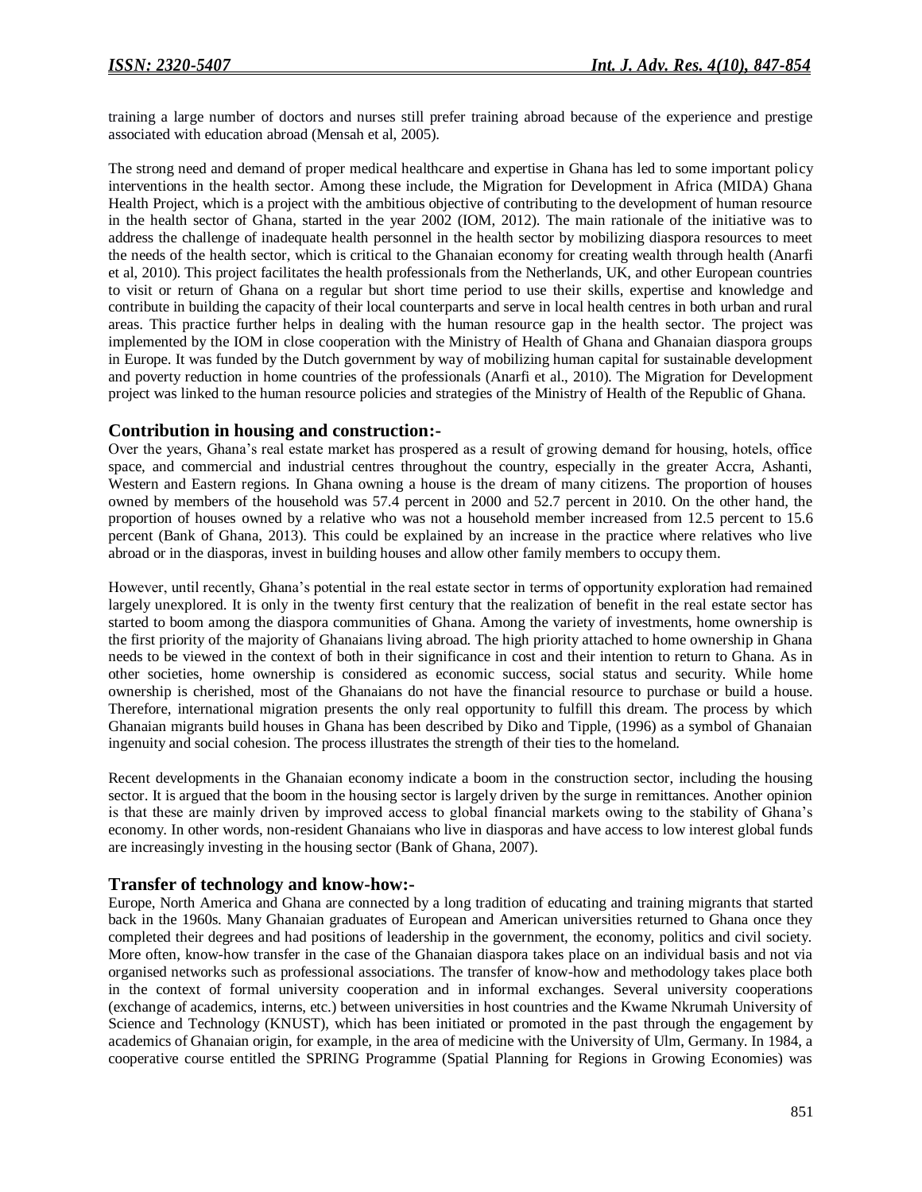training a large number of doctors and nurses still prefer training abroad because of the experience and prestige associated with education abroad (Mensah et al, 2005).

The strong need and demand of proper medical healthcare and expertise in Ghana has led to some important policy interventions in the health sector. Among these include, the Migration for Development in Africa (MIDA) Ghana Health Project, which is a project with the ambitious objective of contributing to the development of human resource in the health sector of Ghana, started in the year 2002 (IOM, 2012). The main rationale of the initiative was to address the challenge of inadequate health personnel in the health sector by mobilizing diaspora resources to meet the needs of the health sector, which is critical to the Ghanaian economy for creating wealth through health (Anarfi et al, 2010). This project facilitates the health professionals from the Netherlands, UK, and other European countries to visit or return of Ghana on a regular but short time period to use their skills, expertise and knowledge and contribute in building the capacity of their local counterparts and serve in local health centres in both urban and rural areas. This practice further helps in dealing with the human resource gap in the health sector. The project was implemented by the IOM in close cooperation with the Ministry of Health of Ghana and Ghanaian diaspora groups in Europe. It was funded by the Dutch government by way of mobilizing human capital for sustainable development and poverty reduction in home countries of the professionals (Anarfi et al., 2010). The Migration for Development project was linked to the human resource policies and strategies of the Ministry of Health of the Republic of Ghana.

## Contribution in housing and construction:-

Over the years, Ghana's real estate market has prospered as a result of growing demand for housing, hotels, office space, and commercial and industrial centres throughout the country, especially in the greater Accra, Ashanti, Western and Eastern regions. In Ghana owning a house is the dream of many citizens. The proportion of houses owned by members of the household was 57.4 percent in 2000 and 52.7 percent in 2010. On the other hand, the proportion of houses owned by a relative who was not a household member increased from 12.5 percent to 15.6 percent (Bank of Ghana, 2013). This could be explained by an increase in the practice where relatives who live abroad or in the diasporas, invest in building houses and allow other family members to occupy them.

However, until recently, Ghana's potential in the real estate sector in terms of opportunity exploration had remained largely unexplored. It is only in the twenty first century that the realization of benefit in the real estate sector has started to boom among the diaspora communities of Ghana. Among the variety of investments, home ownership is the first priority of the majority of Ghanaians living abroad. The high priority attached to home ownership in Ghana needs to be viewed in the context of both in their significance in cost and their intention to return to Ghana. As in other societies, home ownership is considered as economic success, social status and security. While home ownership is cherished, most of the Ghanaians do not have the financial resource to purchase or build a house. Therefore, international migration presents the only real opportunity to fulfill this dream. The process by which Ghanaian migrants build houses in Ghana has been described by Diko and Tipple, (1996) as a symbol of Ghanaian ingenuity and social cohesion. The process illustrates the strength of their ties to the homeland.

Recent developments in the Ghanaian economy indicate a boom in the construction sector, including the housing sector. It is argued that the boom in the housing sector is largely driven by the surge in remittances. Another opinion is that these are mainly driven by improved access to global financial markets owing to the stability of Ghana's economy. In other words, non-resident Ghanaians who live in diasporas and have access to low interest global funds are increasingly investing in the housing sector (Bank of Ghana, 2007).

## Transfer of technology and know-how:-

Europe, North America and Ghana are connected by a long tradition of educating and training migrants that started back in the 1960s. Many Ghanaian graduates of European and American universities returned to Ghana once they completed their degrees and had positions of leadership in the government, the economy, politics and civil society. More often, know-how transfer in the case of the Ghanaian diaspora takes place on an individual basis and not via organised networks such as professional associations. The transfer of know-how and methodology takes place both in the context of formal university cooperation and in informal exchanges. Several university cooperations (exchange of academics, interns, etc.) between universities in host countries and the Kwame Nkrumah University of Science and Technology (KNUST), which has been initiated or promoted in the past through the engagement by academics of Ghanaian origin, for example, in the area of medicine with the University of Ulm, Germany. In 1984, a cooperative course entitled the SPRING Programme (Spatial Planning for Regions in Growing Economies) was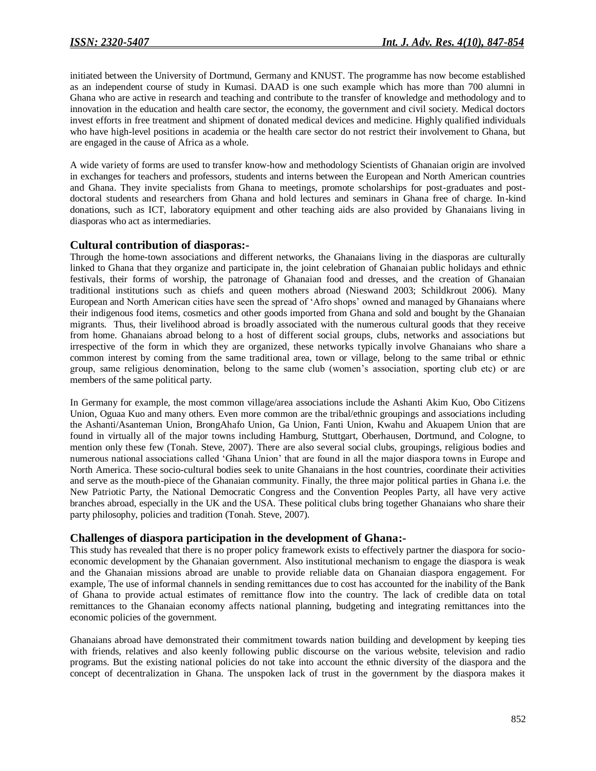initiated between the University of Dortmund, Germany and KNUST. The programme has now become established as an independent course of study in Kumasi. DAAD is one such example which has more than 700 alumni in Ghana who are active in research and teaching and contribute to the transfer of knowledge and methodology and to innovation in the education and health care sector, the economy, the government and civil society. Medical doctors invest efforts in free treatment and shipment of donated medical devices and medicine. Highly qualified individuals who have high-level positions in academia or the health care sector do not restrict their involvement to Ghana, but are engaged in the cause of Africa as a whole.

A wide variety of forms are used to transfer know-how and methodology Scientists of Ghanaian origin are involved in exchanges for teachers and professors, students and interns between the European and North American countries and Ghana. They invite specialists from Ghana to meetings, promote scholarships for post-graduates and post-doctoral students and researchers from Ghana and hold lectures and seminars in Ghana free of charge. In-kind donations, such as ICT, laboratory equipment and other teaching aids are also provided by Ghanaians living in diasporas who act as intermediaries.

## Cultural contribution of diasporas:-

Through the home-town associations and different networks, the Ghanaians living in the diasporas are culturally linked to Ghana that they organize and participate in, the joint celebration of Ghanaian public holidays and ethnic festivals, their forms of worship, the patronage of Ghanaian food and dresses, and the creation of Ghanaian traditional institutions such as chiefs and queen mothers abroad (Nieswand 2003; Schildkrout 2006). Many European and North American cities have seen the spread of 'Afro shops' owned and managed by Ghanaians where their indigenous food items, cosmetics and other goods imported from Ghana and sold and bought by the Ghanaian migrants. Thus, their livelihood abroad is broadly associated with the numerous cultural goods that they receive from home. Ghanaians abroad belong to a host of different social groups, clubs, networks and associations but irrespective of the form in which they are organized, these networks typically involve Ghanaians who share a common interest by coming from the same traditional area, town or village, belong to the same tribal or ethnic group, same religious denomination, belong to the same club (women's association, sporting club etc) or are members of the same political party.

In Germany for example, the most common village/area associations include the Ashanti Akim Kuo, Obo Citizens Union, Oguaa Kuo and many others. Even more common are the tribal/ethnic groupings and associations including the Ashanti/Asanteman Union, BrongAhafo Union, Ga Union, Fanti Union, Kwahu and Akuapem Union that are found in virtually all of the major towns including Hamburg, Stuttgart, Oberhausen, Dortmund, and Cologne, to mention only these few (Tonah. Steve, 2007). There are also several social clubs, groupings, religious bodies and numerous national associations called 'Ghana Union' that are found in all the major diaspora towns in Europe and North America. These socio-cultural bodies seek to unite Ghanaians in the host countries, coordinate their activities and serve as the mouth-piece of the Ghanaian community. Finally, the three major political parties in Ghana i.e. the New Patriotic Party, the National Democratic Congress and the Convention Peoples Party, all have very active branches abroad, especially in the UK and the USA. These political clubs bring together Ghanaians who share their party philosophy, policies and tradition (Tonah. Steve, 2007).

## Challenges of diaspora participation in the development of Ghana:-

This study has revealed that there is no proper policy framework exists to effectively partner the diaspora for socio-economic development by the Ghanaian government. Also institutional mechanism to engage the diaspora is weak and the Ghanaian missions abroad are unable to provide reliable data on Ghanaian diaspora engagement. For example, The use of informal channels in sending remittances due to cost has accounted for the inability of the Bank of Ghana to provide actual estimates of remittance flow into the country. The lack of credible data on total remittances to the Ghanaian economy affects national planning, budgeting and integrating remittances into the economic policies of the government.

Ghanaians abroad have demonstrated their commitment towards nation building and development by keeping ties with friends, relatives and also keenly following public discourse on the various website, television and radio programs. But the existing national policies do not take into account the ethnic diversity of the diaspora and the concept of decentralization in Ghana. The unspoken lack of trust in the government by the diaspora makes it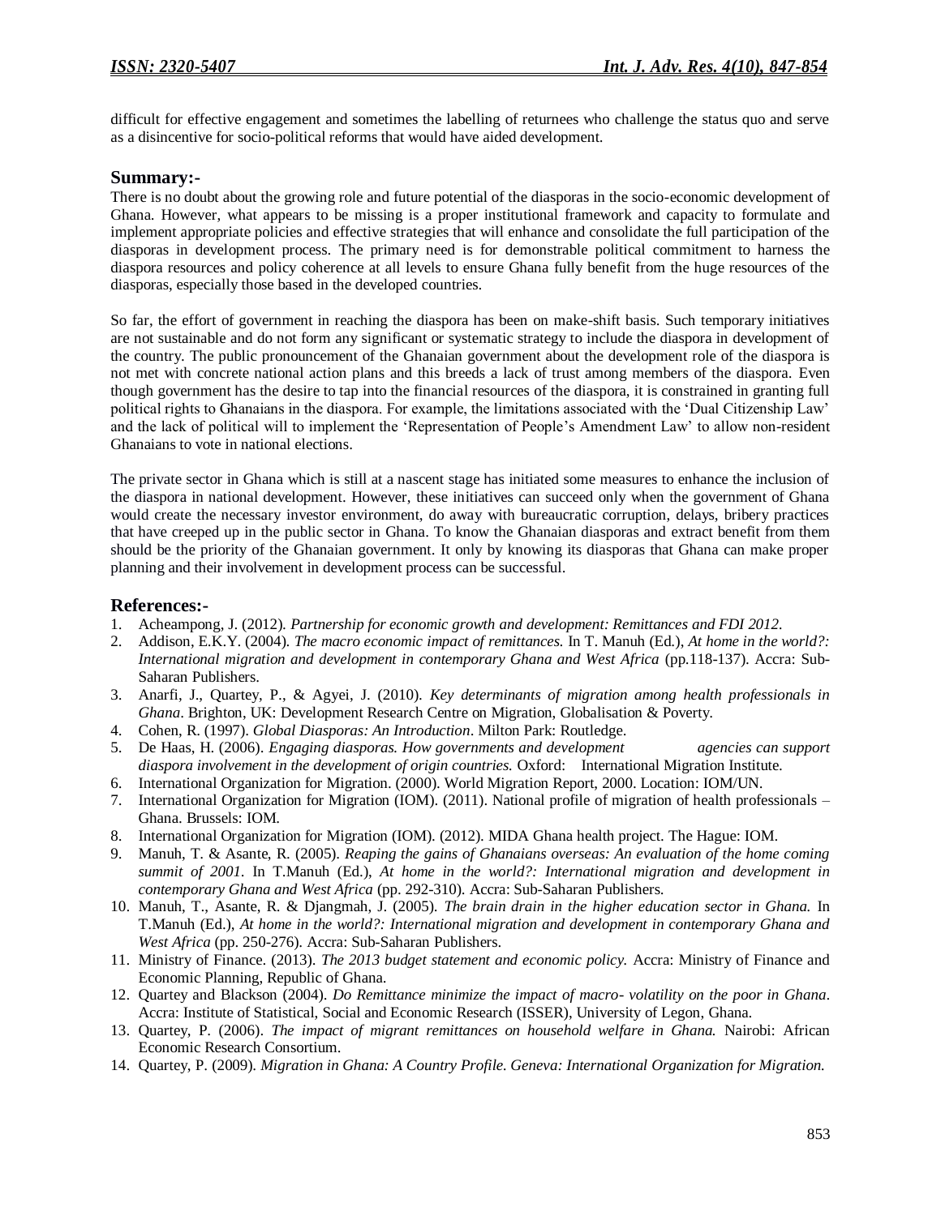difficult for effective engagement and sometimes the labelling of returnees who challenge the status quo and serve as a disincentive for socio-political reforms that would have aided development.

## Summary:-

There is no doubt about the growing role and future potential of the diasporas in the socio-economic development of Ghana. However, what appears to be missing is a proper institutional framework and capacity to formulate and implement appropriate policies and effective strategies that will enhance and consolidate the full participation of the diasporas in development process. The primary need is for demonstrable political commitment to harness the diaspora resources and policy coherence at all levels to ensure Ghana fully benefit from the huge resources of the diasporas, especially those based in the developed countries.

So far, the effort of government in reaching the diaspora has been on make-shift basis. Such temporary initiatives are not sustainable and do not form any significant or systematic strategy to include the diaspora in development of the country. The public pronouncement of the Ghanaian government about the development role of the diaspora is not met with concrete national action plans and this breeds a lack of trust among members of the diaspora. Even though government has the desire to tap into the financial resources of the diaspora, it is constrained in granting full political rights to Ghanaians in the diaspora. For example, the limitations associated with the 'Dual Citizenship Law' and the lack of political will to implement the 'Representation of People's Amendment Law' to allow non-resident Ghanaians to vote in national elections.

The private sector in Ghana which is still at a nascent stage has initiated some measures to enhance the inclusion of the diaspora in national development. However, these initiatives can succeed only when the government of Ghana would create the necessary investor environment, do away with bureaucratic corruption, delays, bribery practices that have creeped up in the public sector in Ghana. To know the Ghanaian diasporas and extract benefit from them should be the priority of the Ghanaian government. It only by knowing its diasporas that Ghana can make proper planning and their involvement in development process can be successful.

## References:-

1. Acheampong, J. (2012). *Partnership for economic growth and development: Remittances and FDI 2012*.
2. Addison, E.K.Y. (2004). *The macro economic impact of remittances.* In T. Manuh (Ed.), *At home in the world?: International migration and development in contemporary Ghana and West Africa* (pp.118-137). Accra: Sub-Saharan Publishers.
3. Anarfi, J., Quartey, P., & Agyei, J. (2010). *Key determinants of migration among health professionals in Ghana*. Brighton, UK: Development Research Centre on Migration, Globalisation & Poverty.
4. Cohen, R. (1997). *Global Diasporas: An Introduction*. Milton Park: Routledge.
5. De Haas, H. (2006). *Engaging diasporas. How governments and development agencies can support diaspora involvement in the development of origin countries.* Oxford: International Migration Institute.
6. International Organization for Migration. (2000). World Migration Report, 2000. Location: IOM/UN.
7. International Organization for Migration (IOM). (2011). National profile of migration of health professionals – Ghana. Brussels: IOM.
8. International Organization for Migration (IOM). (2012). MIDA Ghana health project. The Hague: IOM.
9. Manuh, T. & Asante, R. (2005). *Reaping the gains of Ghanaians overseas: An evaluation of the home coming summit of 2001.* In T.Manuh (Ed.), *At home in the world?: International migration and development in contemporary Ghana and West Africa* (pp. 292-310). Accra: Sub-Saharan Publishers.
10. Manuh, T., Asante, R. & Djangmah, J. (2005). *The brain drain in the higher education sector in Ghana.* In T.Manuh (Ed.), *At home in the world?: International migration and development in contemporary Ghana and West Africa* (pp. 250-276). Accra: Sub-Saharan Publishers.
11. Ministry of Finance. (2013). *The 2013 budget statement and economic policy.* Accra: Ministry of Finance and Economic Planning, Republic of Ghana.
12. Quartey and Blackson (2004). *Do Remittance minimize the impact of macro- volatility on the poor in Ghana*. Accra: Institute of Statistical, Social and Economic Research (ISSER), University of Legon, Ghana.
13. Quartey, P. (2006). *The impact of migrant remittances on household welfare in Ghana.* Nairobi: African Economic Research Consortium.
14. Quartey, P. (2009). *Migration in Ghana: A Country Profile. Geneva: International Organization for Migration.*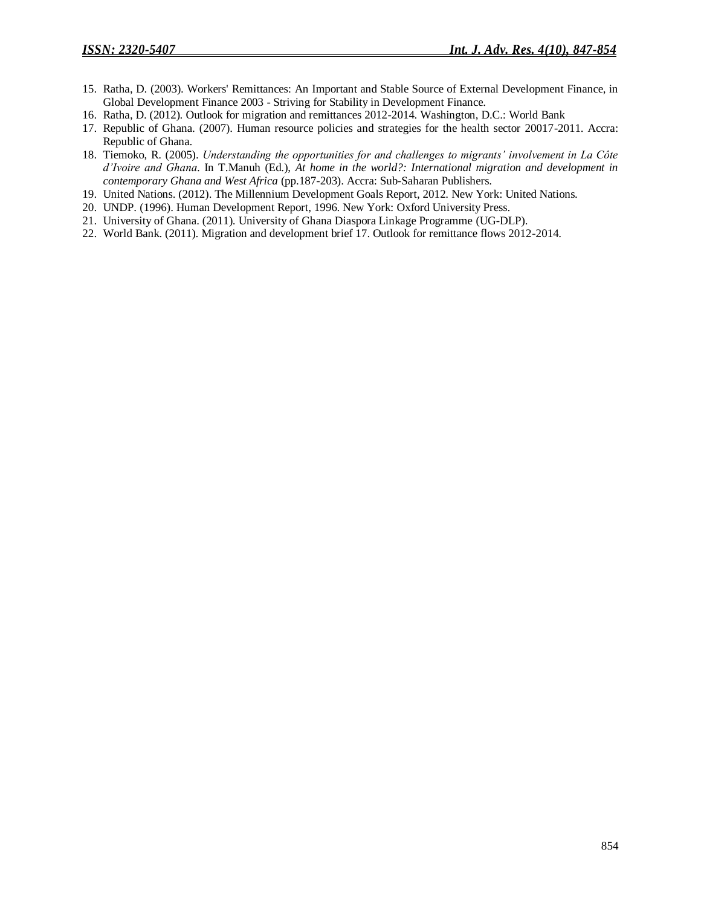15. Ratha, D. (2003). Workers' Remittances: An Important and Stable Source of External Development Finance, in Global Development Finance 2003 - Striving for Stability in Development Finance.
16. Ratha, D. (2012). Outlook for migration and remittances 2012-2014. Washington, D.C.: World Bank
17. Republic of Ghana. (2007). Human resource policies and strategies for the health sector 20017-2011. Accra: Republic of Ghana.
18. Tiemoko, R. (2005). *Understanding the opportunities for and challenges to migrants' involvement in La Côte d'Ivoire and Ghana*. In T.Manuh (Ed.), *At home in the world?: International migration and development in contemporary Ghana and West Africa* (pp.187-203). Accra: Sub-Saharan Publishers.
19. United Nations. (2012). The Millennium Development Goals Report, 2012. New York: United Nations.
20. UNDP. (1996). Human Development Report, 1996. New York: Oxford University Press.
21. University of Ghana. (2011). University of Ghana Diaspora Linkage Programme (UG-DLP).
22. World Bank. (2011). Migration and development brief 17. Outlook for remittance flows 2012-2014.